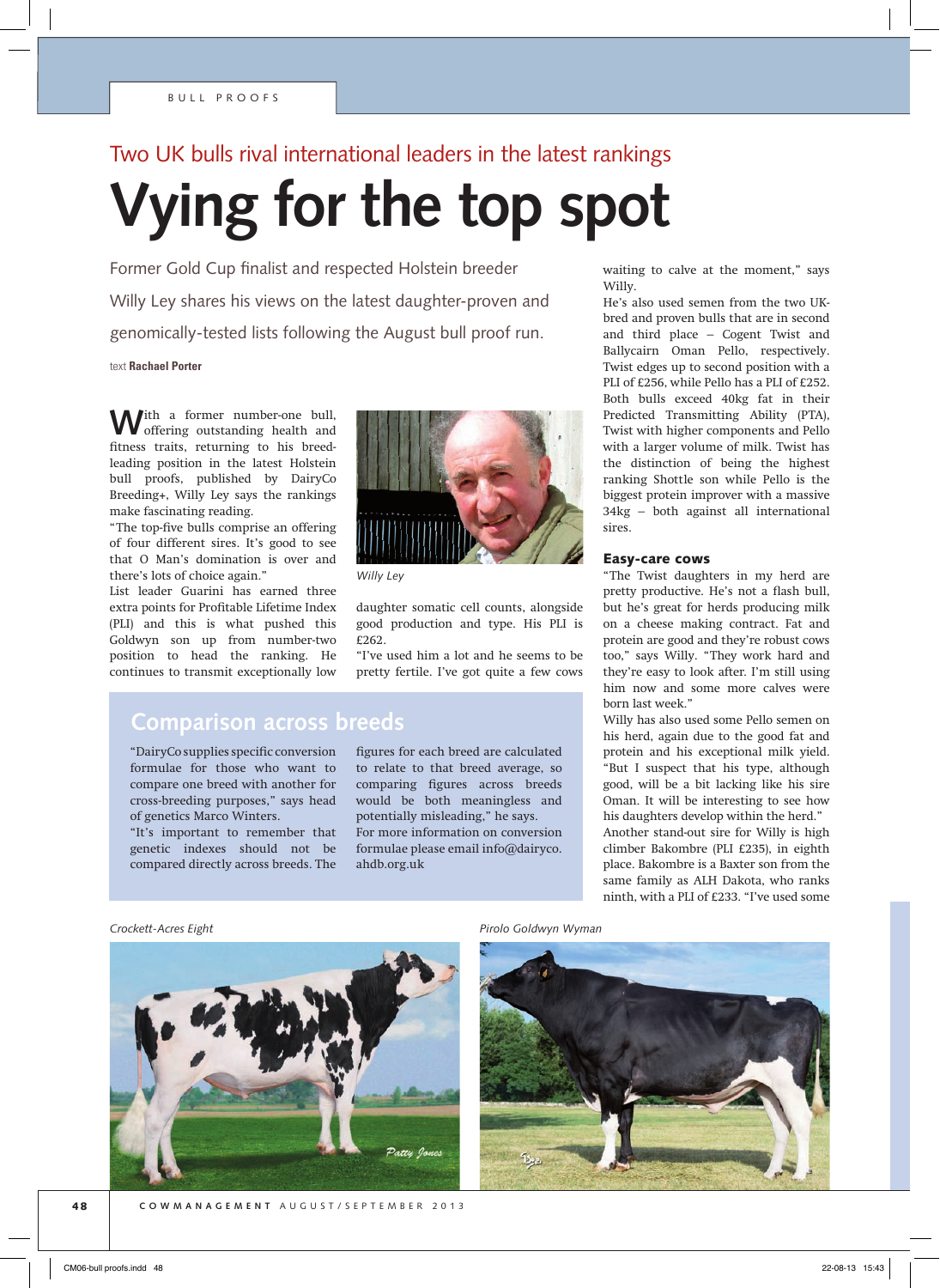Two UK bulls rival international leaders in the latest rankings

# Vying for the top spot

Former Gold Cup finalist and respected Holstein breeder Willy Ley shares his views on the latest daughter-proven and genomically-tested lists following the August bull proof run.

text **Rachael Porter**

With a former number-one bull, offering outstanding health and fitness traits, returning to his breed-leading position in the latest Holstein bull proofs, published by DairyCo Breeding+, Willy Ley says the rankings make fascinating reading.

"The top-five bulls comprise an offering of four different sires. It's good to see that O Man's domination is over and there's lots of choice again."

List leader Guarini has earned three extra points for Profitable Lifetime Index (PLI) and this is what pushed this Goldwyn son up from number-two position to head the ranking. He continues to transmit exceptionally low daughter somatic cell counts, alongside good production and type. His PLI is £262.

*Willy Ley*

"I've used him a lot and he seems to be pretty fertile. I've got quite a few cows waiting to calve at the moment," says Willy.

He's also used semen from the two UK-bred and proven bulls that are in second and third place – Cogent Twist and Ballycairn Oman Pello, respectively. Twist edges up to second position with a PLI of £256, while Pello has a PLI of £252. Both bulls exceed 40kg fat in their Predicted Transmitting Ability (PTA), Twist with higher components and Pello with a larger volume of milk. Twist has the distinction of being the highest ranking Shottle son while Pello is the biggest protein improver with a massive 34kg – both against all international sires.

### Easy-care cows

"The Twist daughters in my herd are pretty productive. He's not a flash bull, but he's great for herds producing milk on a cheese making contract. Fat and protein are good and they're robust cows too," says Willy. "They work hard and they're easy to look after. I'm still using him now and some more calves were born last week."

Willy has also used some Pello semen on his herd, again due to the good fat and protein and his exceptional milk yield. "But I suspect that his type, although good, will be a bit lacking like his sire Oman. It will be interesting to see how his daughters develop within the herd."

Another stand-out sire for Willy is high climber Bakombre (PLI £235), in eighth place. Bakombre is a Baxter son from the same family as ALH Dakota, who ranks ninth, with a PLI of £233. "I've used some

## Comparison across breeds

"DairyCo supplies specific conversion formulae for those who want to compare one breed with another for cross-breeding purposes," says head of genetics Marco Winters.

"It's important to remember that genetic indexes should not be compared directly across breeds. The figures for each breed are calculated to relate to that breed average, so comparing figures across breeds would be both meaningless and potentially misleading," he says.

For more information on conversion formulae please email info@dairyco.ahdb.org.uk

*Crockett-Acres Eight*

*Pirolo Goldwyn Wyman*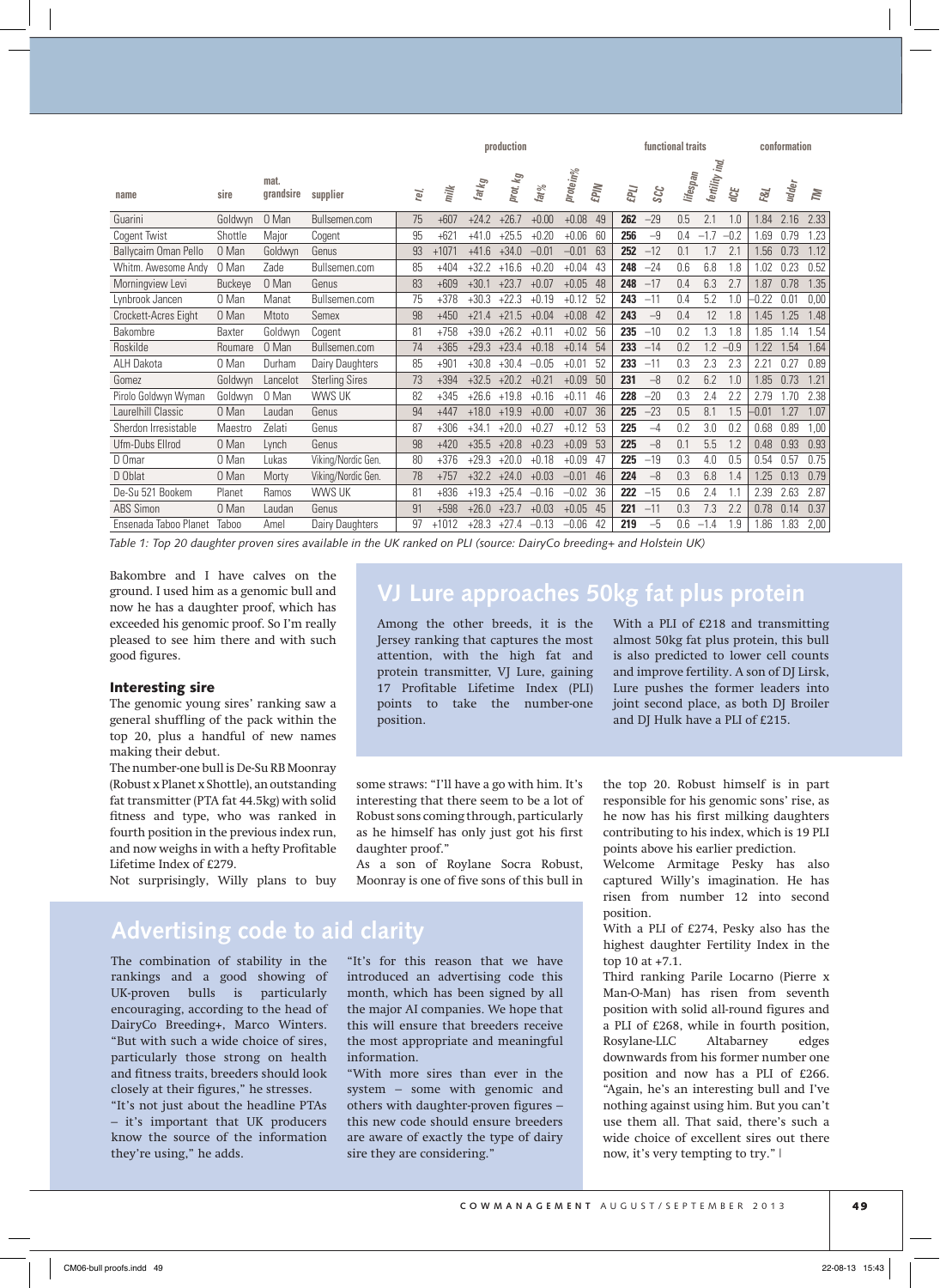| name | sire | mat. grandsire | supplier | rel. | milk | fat kg | prot. kg | fat% | protein% | £PIN | £PLI | SCC | lifespan | fertility ind. | dCE | F&L | udder | TM |
|---|---|---|---|---|---|---|---|---|---|---|---|---|---|---|---|---|---|---|
| | | | | | production | | | | | | | functional traits | | | | conformation | | |
| Guarini | Goldwyn | O Man | Bullsemen.com | 75 | +607 | +24.2 | +26.7 | +0.00 | +0.08 | 49 | **262** | −29 | 0.5 | 2.1 | 1.0 | 1.84 | 2.16 | 2.33 |
| Cogent Twist | Shottle | Major | Cogent | 95 | +621 | +41.0 | +25.5 | +0.20 | +0.06 | 60 | **256** | −9 | 0.4 | −1.7 | −0.2 | 1.69 | 0.79 | 1.23 |
| Ballycairn Oman Pello | O Man | Goldwyn | Genus | 93 | +1071 | +41.6 | +34.0 | −0.01 | −0.01 | 63 | **252** | −12 | 0.1 | 1.7 | 2.1 | 1.56 | 0.73 | 1.12 |
| Whitm. Awesome Andy | O Man | Zade | Bullsemen.com | 85 | +404 | +32.2 | +16.6 | +0.20 | +0.04 | 43 | **248** | −24 | 0.6 | 6.8 | 1.8 | 1.02 | 0.23 | 0.52 |
| Morningview Levi | Buckeye | O Man | Genus | 83 | +609 | +30.1 | +23.7 | +0.07 | +0.05 | 48 | **248** | −17 | 0.4 | 6.3 | 2.7 | 1.87 | 0.78 | 1.35 |
| Lynbrook Jancen | O Man | Manat | Bullsemen.com | 75 | +378 | +30.3 | +22.3 | +0.19 | +0.12 | 52 | **243** | −11 | 0.4 | 5.2 | 1.0 | −0.22 | 0.01 | 0,00 |
| Crockett-Acres Eight | O Man | Mtoto | Semex | 98 | +450 | +21.4 | +21.5 | +0.04 | +0.08 | 42 | **243** | −9 | 0.4 | 12 | 1.8 | 1.45 | 1.25 | 1.48 |
| Bakombre | Baxter | Goldwyn | Cogent | 81 | +758 | +39.0 | +26.2 | +0.11 | +0.02 | 56 | **235** | −10 | 0.2 | 1.3 | 1.8 | 1.85 | 1.14 | 1.54 |
| Roskilde | Roumare | O Man | Bullsemen.com | 74 | +365 | +29.3 | +23.4 | +0.18 | +0.14 | 54 | **233** | −14 | 0.2 | 1.2 | −0.9 | 1.22 | 1.54 | 1.64 |
| ALH Dakota | O Man | Durham | Dairy Daughters | 85 | +901 | +30.8 | +30.4 | −0.05 | +0.01 | 52 | **233** | −11 | 0.3 | 2.3 | 2.3 | 2.21 | 0.27 | 0.89 |
| Gomez | Goldwyn | Lancelot | Sterling Sires | 73 | +394 | +32.5 | +20.2 | +0.21 | +0.09 | 50 | **231** | −8 | 0.2 | 6.2 | 1.0 | 1.85 | 0.73 | 1.21 |
| Pirolo Goldwyn Wyman | Goldwyn | O Man | WWS UK | 82 | +345 | +26.6 | +19.8 | +0.16 | +0.11 | 46 | **228** | −20 | 0.3 | 2.4 | 2.2 | 2.79 | 1.70 | 2.38 |
| Laurelhill Classic | O Man | Laudan | Genus | 94 | +447 | +18.0 | +19.9 | +0.00 | +0.07 | 36 | **225** | −23 | 0.5 | 8.1 | 1.5 | −0.01 | 1.27 | 1.07 |
| Sherdon Irresistable | Maestro | Zelati | Genus | 87 | +306 | +34.1 | +20.0 | +0.27 | +0.12 | 53 | **225** | −4 | 0.2 | 3.0 | 0.2 | 0.68 | 0.89 | 1,00 |
| Ufm-Dubs Ellrod | O Man | Lynch | Genus | 98 | +420 | +35.5 | +20.8 | +0.23 | +0.09 | 53 | **225** | −8 | 0.1 | 5.5 | 1.2 | 0.48 | 0.93 | 0.93 |
| D Omar | O Man | Lukas | Viking/Nordic Gen. | 80 | +376 | +29.3 | +20.0 | +0.18 | +0.09 | 47 | **225** | −19 | 0.3 | 4.0 | 0.5 | 0.54 | 0.57 | 0.75 |
| D Oblat | O Man | Morty | Viking/Nordic Gen. | 78 | +757 | +32.2 | +24.0 | +0.03 | −0.01 | 46 | **224** | −8 | 0.3 | 6.8 | 1.4 | 1.25 | 0.13 | 0.79 |
| De-Su 521 Bookem | Planet | Ramos | WWS UK | 81 | +836 | +19.3 | +25.4 | −0.16 | −0.02 | 36 | **222** | −15 | 0.6 | 2.4 | 1.1 | 2.39 | 2.63 | 2.87 |
| ABS Simon | O Man | Laudan | Genus | 91 | +598 | +26.0 | +23.7 | +0.03 | +0.05 | 45 | **221** | −11 | 0.3 | 7.3 | 2.2 | 0.78 | 0.14 | 0.37 |
| Ensenada Taboo Planet | Taboo | Amel | Dairy Daughters | 97 | +1012 | +28.3 | +27.4 | −0.13 | −0.06 | 42 | **219** | −5 | 0.6 | −1.4 | 1.9 | 1.86 | 1.83 | 2,00 |

*Table 1: Top 20 daughter proven sires available in the UK ranked on PLI (source: DairyCo breeding+ and Holstein UK)*

Bakombre and I have calves on the ground. I used him as a genomic bull and now he has a daughter proof, which has exceeded his genomic proof. So I'm really pleased to see him there and with such good figures.

## VJ Lure approaches 50kg fat plus protein

Among the other breeds, it is the Jersey ranking that captures the most attention, with the high fat and protein transmitter, VJ Lure, gaining 17 Profitable Lifetime Index (PLI) points to take the number-one position.

With a PLI of £218 and transmitting almost 50kg fat plus protein, this bull is also predicted to lower cell counts and improve fertility. A son of DJ Lirsk, Lure pushes the former leaders into joint second place, as both DJ Broiler and DJ Hulk have a PLI of £215.

### Interesting sire

The genomic young sires' ranking saw a general shuffling of the pack within the top 20, plus a handful of new names making their debut.

The number-one bull is De-Su RB Moonray (Robust x Planet x Shottle), an outstanding fat transmitter (PTA fat 44.5kg) with solid fitness and type, who was ranked in fourth position in the previous index run, and now weighs in with a hefty Profitable Lifetime Index of £279.

Not surprisingly, Willy plans to buy some straws: "I'll have a go with him. It's interesting that there seem to be a lot of Robust sons coming through, particularly as he himself has only just got his first daughter proof."

As a son of Roylane Socra Robust, Moonray is one of five sons of this bull in the top 20. Robust himself is in part responsible for his genomic sons' rise, as he now has his first milking daughters contributing to his index, which is 19 PLI points above his earlier prediction.

Welcome Armitage Pesky has also captured Willy's imagination. He has risen from number 12 into second position.

With a PLI of £274, Pesky also has the highest daughter Fertility Index in the top 10 at +7.1.

Third ranking Parile Locarno (Pierre x Man-O-Man) has risen from seventh position with solid all-round figures and a PLI of £268, while in fourth position, Rosylane-LLC Altabarney edges downwards from his former number one position and now has a PLI of £266.

"Again, he's an interesting bull and I've nothing against using him. But you can't use them all. That said, there's such a wide choice of excellent sires out there now, it's very tempting to try." |

## Advertising code to aid clarity

The combination of stability in the rankings and a good showing of UK-proven bulls is particularly encouraging, according to the head of DairyCo Breeding+, Marco Winters. "But with such a wide choice of sires, particularly those strong on health and fitness traits, breeders should look closely at their figures," he stresses.

"It's not just about the headline PTAs – it's important that UK producers know the source of the information they're using," he adds.

"It's for this reason that we have introduced an advertising code this month, which has been signed by all the major AI companies. We hope that this will ensure that breeders receive the most appropriate and meaningful information.

"With more sires than ever in the system – some with genomic and others with daughter-proven figures – this new code should ensure breeders are aware of exactly the type of dairy sire they are considering."